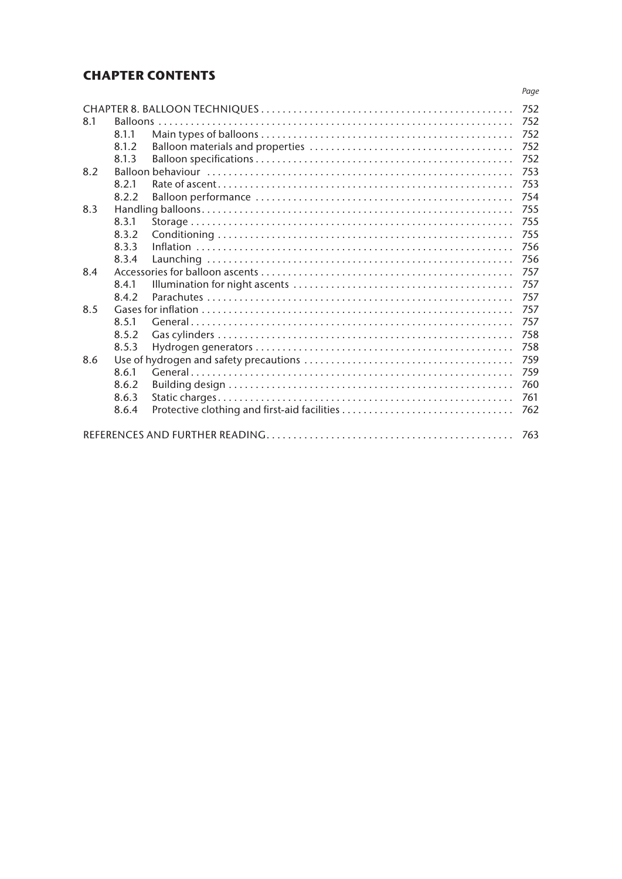## CHAPTER CONTENTS

| | | | Page |
|---|---|---|---|
| CHAPTER 8. BALLOON TECHNIQUES | | | 752 |
| 8.1 | Balloons | | 752 |
| | 8.1.1 | Main types of balloons | 752 |
| | 8.1.2 | Balloon materials and properties | 752 |
| | 8.1.3 | Balloon specifications | 752 |
| 8.2 | Balloon behaviour | | 753 |
| | 8.2.1 | Rate of ascent | 753 |
| | 8.2.2 | Balloon performance | 754 |
| 8.3 | Handling balloons | | 755 |
| | 8.3.1 | Storage | 755 |
| | 8.3.2 | Conditioning | 755 |
| | 8.3.3 | Inflation | 756 |
| | 8.3.4 | Launching | 756 |
| 8.4 | Accessories for balloon ascents | | 757 |
| | 8.4.1 | Illumination for night ascents | 757 |
| | 8.4.2 | Parachutes | 757 |
| 8.5 | Gases for inflation | | 757 |
| | 8.5.1 | General | 757 |
| | 8.5.2 | Gas cylinders | 758 |
| | 8.5.3 | Hydrogen generators | 758 |
| 8.6 | Use of hydrogen and safety precautions | | 759 |
| | 8.6.1 | General | 759 |
| | 8.6.2 | Building design | 760 |
| | 8.6.3 | Static charges | 761 |
| | 8.6.4 | Protective clothing and first-aid facilities | 762 |
| REFERENCES AND FURTHER READING | | | 763 |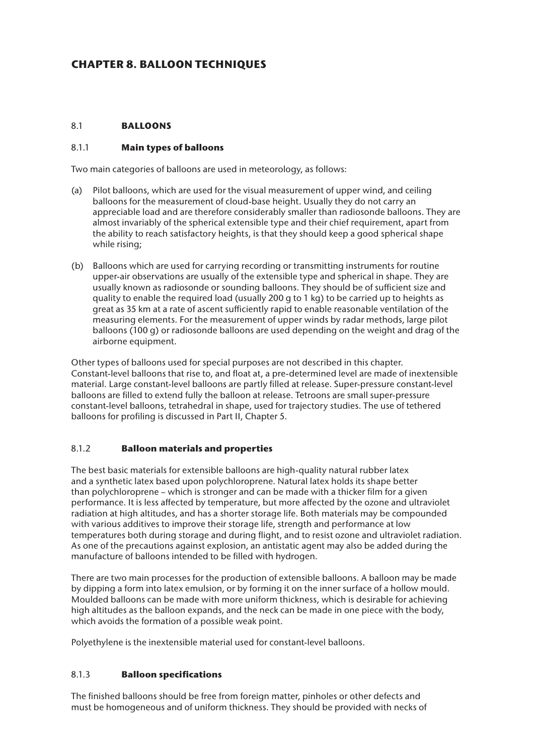# CHAPTER 8. BALLOON TECHNIQUES

## 8.1 BALLOONS

### 8.1.1 Main types of balloons

Two main categories of balloons are used in meteorology, as follows:

(a) Pilot balloons, which are used for the visual measurement of upper wind, and ceiling balloons for the measurement of cloud-base height. Usually they do not carry an appreciable load and are therefore considerably smaller than radiosonde balloons. They are almost invariably of the spherical extensible type and their chief requirement, apart from the ability to reach satisfactory heights, is that they should keep a good spherical shape while rising;

(b) Balloons which are used for carrying recording or transmitting instruments for routine upper-air observations are usually of the extensible type and spherical in shape. They are usually known as radiosonde or sounding balloons. They should be of sufficient size and quality to enable the required load (usually 200 g to 1 kg) to be carried up to heights as great as 35 km at a rate of ascent sufficiently rapid to enable reasonable ventilation of the measuring elements. For the measurement of upper winds by radar methods, large pilot balloons (100 g) or radiosonde balloons are used depending on the weight and drag of the airborne equipment.

Other types of balloons used for special purposes are not described in this chapter. Constant-level balloons that rise to, and float at, a pre-determined level are made of inextensible material. Large constant-level balloons are partly filled at release. Super-pressure constant-level balloons are filled to extend fully the balloon at release. Tetroons are small super-pressure constant-level balloons, tetrahedral in shape, used for trajectory studies. The use of tethered balloons for profiling is discussed in Part II, Chapter 5.

### 8.1.2 Balloon materials and properties

The best basic materials for extensible balloons are high-quality natural rubber latex and a synthetic latex based upon polychloroprene. Natural latex holds its shape better than polychloroprene – which is stronger and can be made with a thicker film for a given performance. It is less affected by temperature, but more affected by the ozone and ultraviolet radiation at high altitudes, and has a shorter storage life. Both materials may be compounded with various additives to improve their storage life, strength and performance at low temperatures both during storage and during flight, and to resist ozone and ultraviolet radiation. As one of the precautions against explosion, an antistatic agent may also be added during the manufacture of balloons intended to be filled with hydrogen.

There are two main processes for the production of extensible balloons. A balloon may be made by dipping a form into latex emulsion, or by forming it on the inner surface of a hollow mould. Moulded balloons can be made with more uniform thickness, which is desirable for achieving high altitudes as the balloon expands, and the neck can be made in one piece with the body, which avoids the formation of a possible weak point.

Polyethylene is the inextensible material used for constant-level balloons.

### 8.1.3 Balloon specifications

The finished balloons should be free from foreign matter, pinholes or other defects and must be homogeneous and of uniform thickness. They should be provided with necks of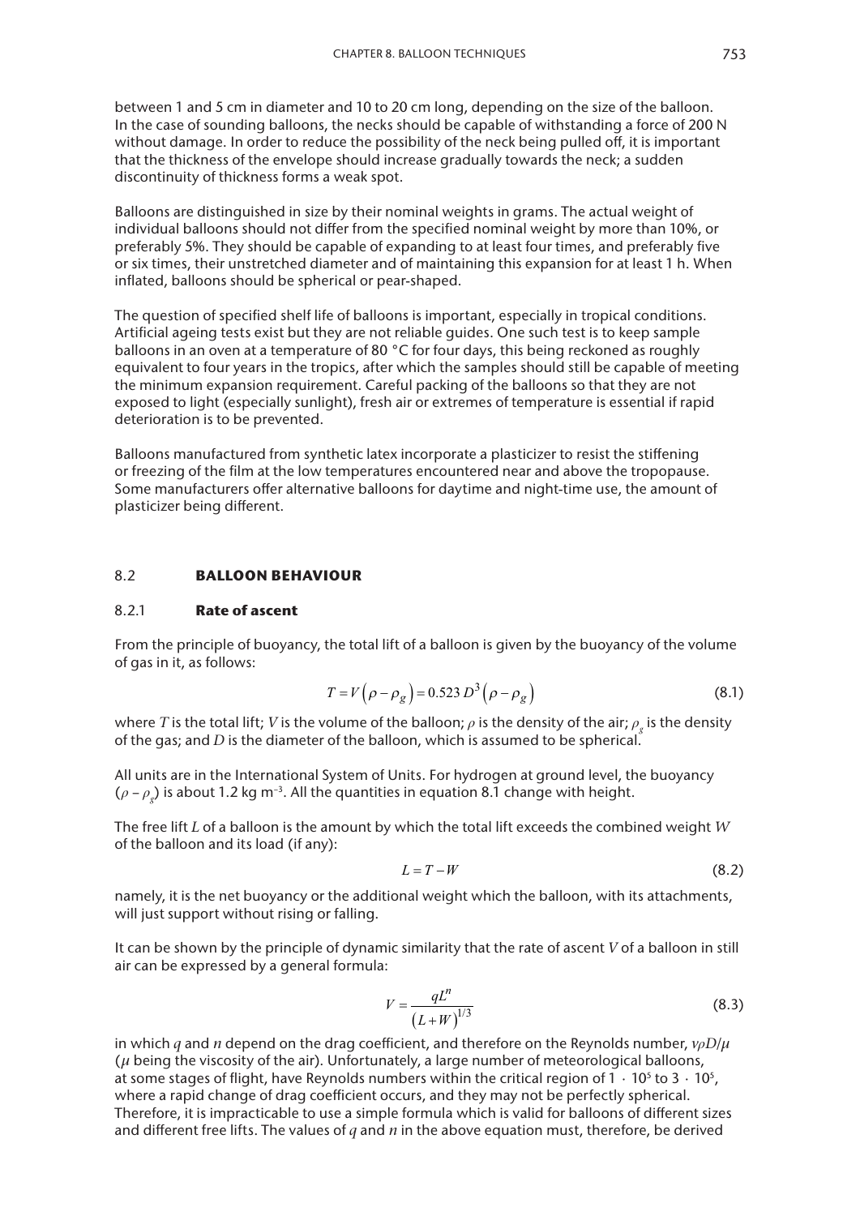between 1 and 5 cm in diameter and 10 to 20 cm long, depending on the size of the balloon. In the case of sounding balloons, the necks should be capable of withstanding a force of 200 N without damage. In order to reduce the possibility of the neck being pulled off, it is important that the thickness of the envelope should increase gradually towards the neck; a sudden discontinuity of thickness forms a weak spot.

Balloons are distinguished in size by their nominal weights in grams. The actual weight of individual balloons should not differ from the specified nominal weight by more than 10%, or preferably 5%. They should be capable of expanding to at least four times, and preferably five or six times, their unstretched diameter and of maintaining this expansion for at least 1 h. When inflated, balloons should be spherical or pear-shaped.

The question of specified shelf life of balloons is important, especially in tropical conditions. Artificial ageing tests exist but they are not reliable guides. One such test is to keep sample balloons in an oven at a temperature of 80 °C for four days, this being reckoned as roughly equivalent to four years in the tropics, after which the samples should still be capable of meeting the minimum expansion requirement. Careful packing of the balloons so that they are not exposed to light (especially sunlight), fresh air or extremes of temperature is essential if rapid deterioration is to be prevented.

Balloons manufactured from synthetic latex incorporate a plasticizer to resist the stiffening or freezing of the film at the low temperatures encountered near and above the tropopause. Some manufacturers offer alternative balloons for daytime and night-time use, the amount of plasticizer being different.

## 8.2 BALLOON BEHAVIOUR

### 8.2.1 Rate of ascent

From the principle of buoyancy, the total lift of a balloon is given by the buoyancy of the volume of gas in it, as follows:

$$T = V\left(\rho - \rho_g\right) = 0.523\, D^3\left(\rho - \rho_g\right) \tag{8.1}$$

where $T$ is the total lift; $V$ is the volume of the balloon; $\rho$ is the density of the air; $\rho_g$ is the density of the gas; and $D$ is the diameter of the balloon, which is assumed to be spherical.

All units are in the International System of Units. For hydrogen at ground level, the buoyancy $(\rho - \rho_g)$ is about 1.2 kg m$^{-3}$. All the quantities in equation 8.1 change with height.

The free lift $L$ of a balloon is the amount by which the total lift exceeds the combined weight $W$ of the balloon and its load (if any):

$$L = T - W \tag{8.2}$$

namely, it is the net buoyancy or the additional weight which the balloon, with its attachments, will just support without rising or falling.

It can be shown by the principle of dynamic similarity that the rate of ascent $V$ of a balloon in still air can be expressed by a general formula:

$$V = \frac{qL^n}{\left(L + W\right)^{1/3}} \tag{8.3}$$

in which $q$ and $n$ depend on the drag coefficient, and therefore on the Reynolds number, $v\rho D/\mu$ ($\mu$ being the viscosity of the air). Unfortunately, a large number of meteorological balloons, at some stages of flight, have Reynolds numbers within the critical region of $1 \cdot 10^5$ to $3 \cdot 10^5$, where a rapid change of drag coefficient occurs, and they may not be perfectly spherical. Therefore, it is impracticable to use a simple formula which is valid for balloons of different sizes and different free lifts. The values of $q$ and $n$ in the above equation must, therefore, be derived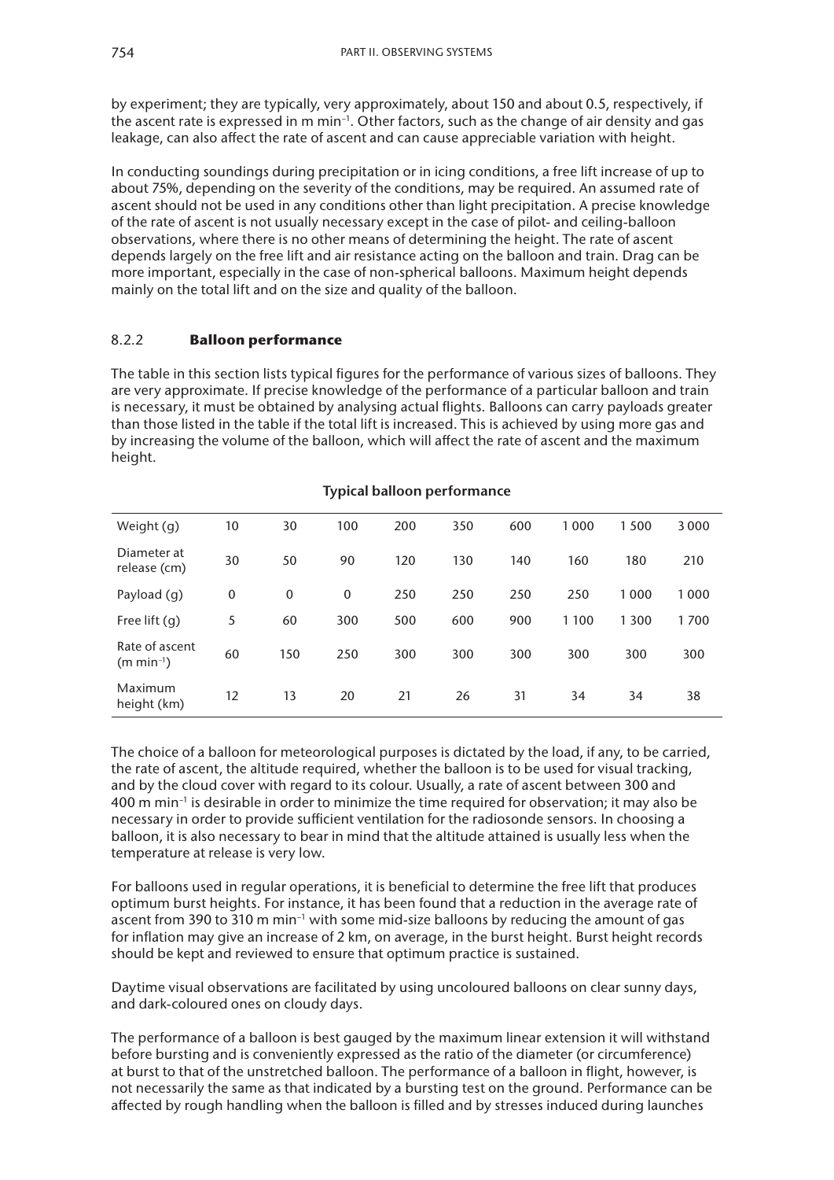by experiment; they are typically, very approximately, about 150 and about 0.5, respectively, if the ascent rate is expressed in m $min^{-1}$. Other factors, such as the change of air density and gas leakage, can also affect the rate of ascent and can cause appreciable variation with height.

In conducting soundings during precipitation or in icing conditions, a free lift increase of up to about 75%, depending on the severity of the conditions, may be required. An assumed rate of ascent should not be used in any conditions other than light precipitation. A precise knowledge of the rate of ascent is not usually necessary except in the case of pilot- and ceiling-balloon observations, where there is no other means of determining the height. The rate of ascent depends largely on the free lift and air resistance acting on the balloon and train. Drag can be more important, especially in the case of non-spherical balloons. Maximum height depends mainly on the total lift and on the size and quality of the balloon.

### 8.2.2 **Balloon performance**

The table in this section lists typical figures for the performance of various sizes of balloons. They are very approximate. If precise knowledge of the performance of a particular balloon and train is necessary, it must be obtained by analysing actual flights. Balloons can carry payloads greater than those listed in the table if the total lift is increased. This is achieved by using more gas and by increasing the volume of the balloon, which will affect the rate of ascent and the maximum height.

**Typical balloon performance**

| Weight (g) | 10 | 30 | 100 | 200 | 350 | 600 | 1 000 | 1 500 | 3 000 |
|---|---|---|---|---|---|---|---|---|---|
| Diameter at release (cm) | 30 | 50 | 90 | 120 | 130 | 140 | 160 | 180 | 210 |
| Payload (g) | 0 | 0 | 0 | 250 | 250 | 250 | 250 | 1 000 | 1 000 |
| Free lift (g) | 5 | 60 | 300 | 500 | 600 | 900 | 1 100 | 1 300 | 1 700 |
| Rate of ascent (m $min^{-1}$) | 60 | 150 | 250 | 300 | 300 | 300 | 300 | 300 | 300 |
| Maximum height (km) | 12 | 13 | 20 | 21 | 26 | 31 | 34 | 34 | 38 |

The choice of a balloon for meteorological purposes is dictated by the load, if any, to be carried, the rate of ascent, the altitude required, whether the balloon is to be used for visual tracking, and by the cloud cover with regard to its colour. Usually, a rate of ascent between 300 and 400 m $min^{-1}$ is desirable in order to minimize the time required for observation; it may also be necessary in order to provide sufficient ventilation for the radiosonde sensors. In choosing a balloon, it is also necessary to bear in mind that the altitude attained is usually less when the temperature at release is very low.

For balloons used in regular operations, it is beneficial to determine the free lift that produces optimum burst heights. For instance, it has been found that a reduction in the average rate of ascent from 390 to 310 m $min^{-1}$ with some mid-size balloons by reducing the amount of gas for inflation may give an increase of 2 km, on average, in the burst height. Burst height records should be kept and reviewed to ensure that optimum practice is sustained.

Daytime visual observations are facilitated by using uncoloured balloons on clear sunny days, and dark-coloured ones on cloudy days.

The performance of a balloon is best gauged by the maximum linear extension it will withstand before bursting and is conveniently expressed as the ratio of the diameter (or circumference) at burst to that of the unstretched balloon. The performance of a balloon in flight, however, is not necessarily the same as that indicated by a bursting test on the ground. Performance can be affected by rough handling when the balloon is filled and by stresses induced during launches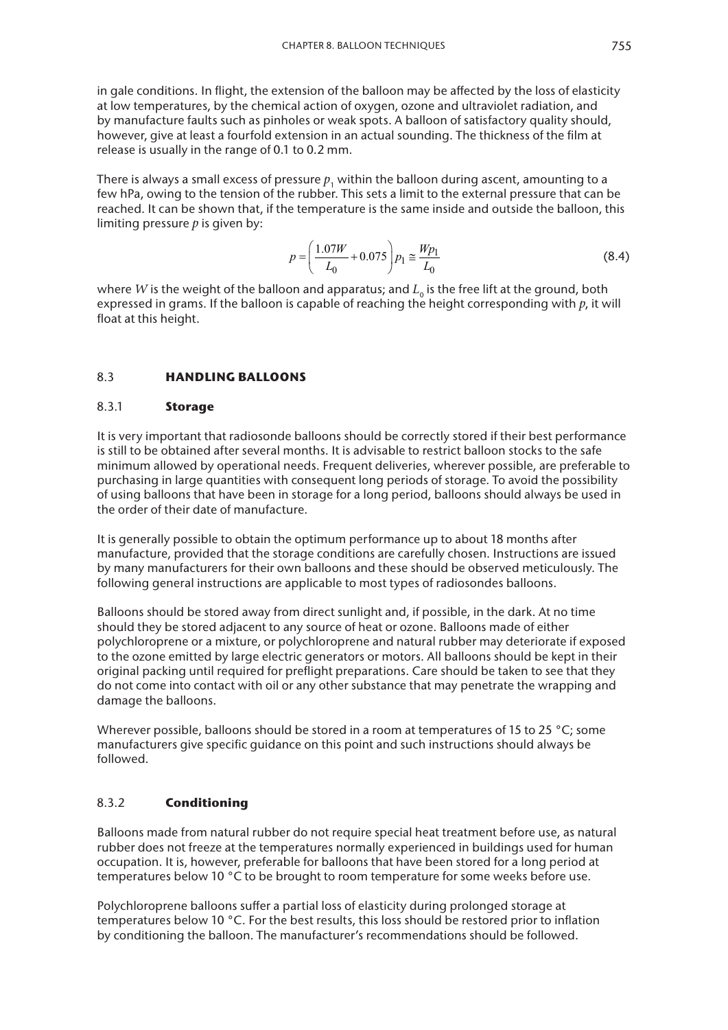in gale conditions. In flight, the extension of the balloon may be affected by the loss of elasticity at low temperatures, by the chemical action of oxygen, ozone and ultraviolet radiation, and by manufacture faults such as pinholes or weak spots. A balloon of satisfactory quality should, however, give at least a fourfold extension in an actual sounding. The thickness of the film at release is usually in the range of 0.1 to 0.2 mm.

There is always a small excess of pressure $p_1$ within the balloon during ascent, amounting to a few hPa, owing to the tension of the rubber. This sets a limit to the external pressure that can be reached. It can be shown that, if the temperature is the same inside and outside the balloon, this limiting pressure $p$ is given by:

$$p = \left( \frac{1.07W}{L_0} + 0.075 \right) p_1 \cong \frac{W p_1}{L_0} \tag{8.4}$$

where $W$ is the weight of the balloon and apparatus; and $L_0$ is the free lift at the ground, both expressed in grams. If the balloon is capable of reaching the height corresponding with $p$, it will float at this height.

## 8.3 HANDLING BALLOONS

### 8.3.1 Storage

It is very important that radiosonde balloons should be correctly stored if their best performance is still to be obtained after several months. It is advisable to restrict balloon stocks to the safe minimum allowed by operational needs. Frequent deliveries, wherever possible, are preferable to purchasing in large quantities with consequent long periods of storage. To avoid the possibility of using balloons that have been in storage for a long period, balloons should always be used in the order of their date of manufacture.

It is generally possible to obtain the optimum performance up to about 18 months after manufacture, provided that the storage conditions are carefully chosen. Instructions are issued by many manufacturers for their own balloons and these should be observed meticulously. The following general instructions are applicable to most types of radiosondes balloons.

Balloons should be stored away from direct sunlight and, if possible, in the dark. At no time should they be stored adjacent to any source of heat or ozone. Balloons made of either polychloroprene or a mixture, or polychloroprene and natural rubber may deteriorate if exposed to the ozone emitted by large electric generators or motors. All balloons should be kept in their original packing until required for preflight preparations. Care should be taken to see that they do not come into contact with oil or any other substance that may penetrate the wrapping and damage the balloons.

Wherever possible, balloons should be stored in a room at temperatures of 15 to 25 °C; some manufacturers give specific guidance on this point and such instructions should always be followed.

### 8.3.2 Conditioning

Balloons made from natural rubber do not require special heat treatment before use, as natural rubber does not freeze at the temperatures normally experienced in buildings used for human occupation. It is, however, preferable for balloons that have been stored for a long period at temperatures below 10 °C to be brought to room temperature for some weeks before use.

Polychloroprene balloons suffer a partial loss of elasticity during prolonged storage at temperatures below 10 °C. For the best results, this loss should be restored prior to inflation by conditioning the balloon. The manufacturer's recommendations should be followed.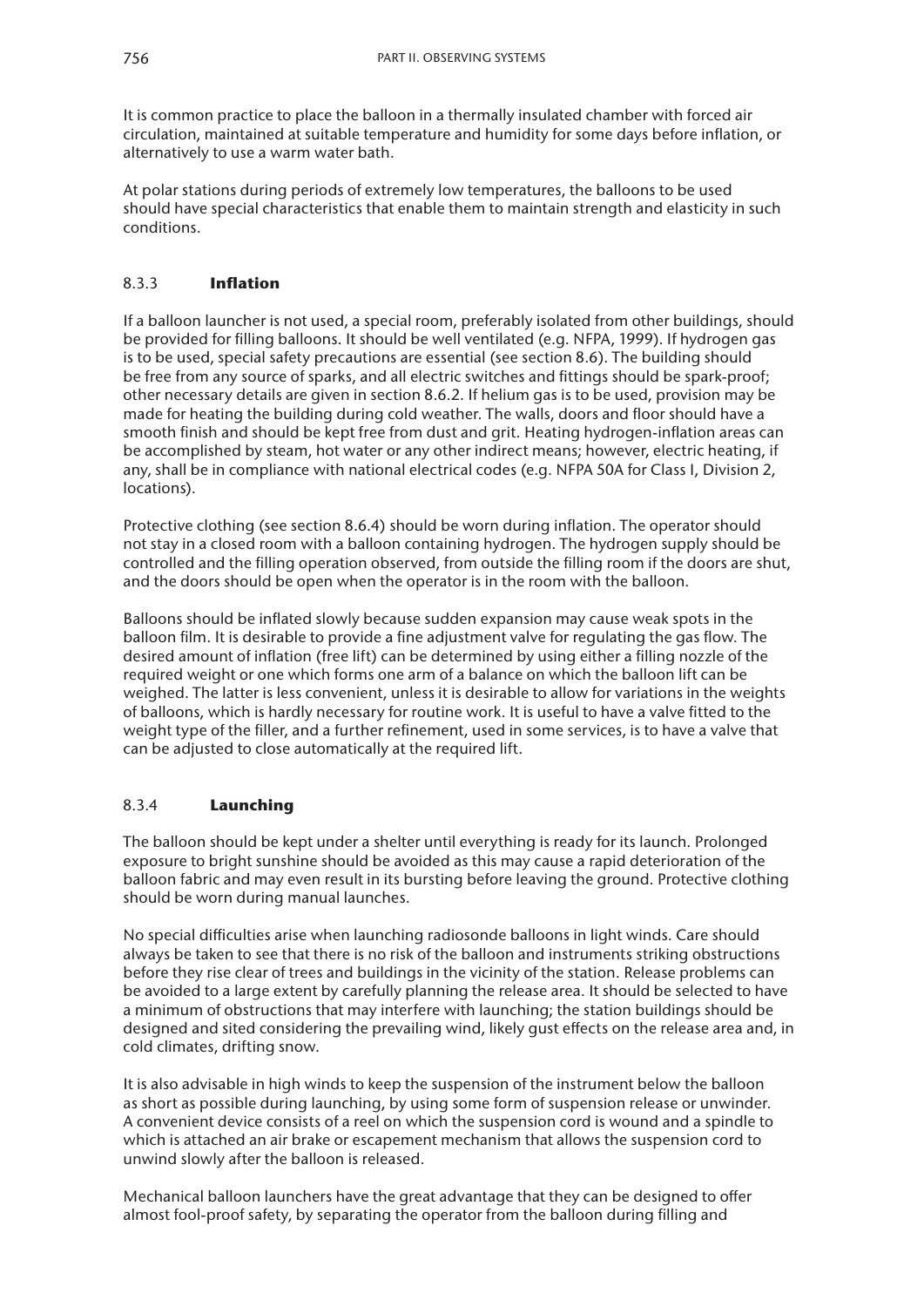It is common practice to place the balloon in a thermally insulated chamber with forced air circulation, maintained at suitable temperature and humidity for some days before inflation, or alternatively to use a warm water bath.

At polar stations during periods of extremely low temperatures, the balloons to be used should have special characteristics that enable them to maintain strength and elasticity in such conditions.

### 8.3.3 Inflation

If a balloon launcher is not used, a special room, preferably isolated from other buildings, should be provided for filling balloons. It should be well ventilated (e.g. NFPA, 1999). If hydrogen gas is to be used, special safety precautions are essential (see section 8.6). The building should be free from any source of sparks, and all electric switches and fittings should be spark-proof; other necessary details are given in section 8.6.2. If helium gas is to be used, provision may be made for heating the building during cold weather. The walls, doors and floor should have a smooth finish and should be kept free from dust and grit. Heating hydrogen-inflation areas can be accomplished by steam, hot water or any other indirect means; however, electric heating, if any, shall be in compliance with national electrical codes (e.g. NFPA 50A for Class I, Division 2, locations).

Protective clothing (see section 8.6.4) should be worn during inflation. The operator should not stay in a closed room with a balloon containing hydrogen. The hydrogen supply should be controlled and the filling operation observed, from outside the filling room if the doors are shut, and the doors should be open when the operator is in the room with the balloon.

Balloons should be inflated slowly because sudden expansion may cause weak spots in the balloon film. It is desirable to provide a fine adjustment valve for regulating the gas flow. The desired amount of inflation (free lift) can be determined by using either a filling nozzle of the required weight or one which forms one arm of a balance on which the balloon lift can be weighed. The latter is less convenient, unless it is desirable to allow for variations in the weights of balloons, which is hardly necessary for routine work. It is useful to have a valve fitted to the weight type of the filler, and a further refinement, used in some services, is to have a valve that can be adjusted to close automatically at the required lift.

### 8.3.4 Launching

The balloon should be kept under a shelter until everything is ready for its launch. Prolonged exposure to bright sunshine should be avoided as this may cause a rapid deterioration of the balloon fabric and may even result in its bursting before leaving the ground. Protective clothing should be worn during manual launches.

No special difficulties arise when launching radiosonde balloons in light winds. Care should always be taken to see that there is no risk of the balloon and instruments striking obstructions before they rise clear of trees and buildings in the vicinity of the station. Release problems can be avoided to a large extent by carefully planning the release area. It should be selected to have a minimum of obstructions that may interfere with launching; the station buildings should be designed and sited considering the prevailing wind, likely gust effects on the release area and, in cold climates, drifting snow.

It is also advisable in high winds to keep the suspension of the instrument below the balloon as short as possible during launching, by using some form of suspension release or unwinder. A convenient device consists of a reel on which the suspension cord is wound and a spindle to which is attached an air brake or escapement mechanism that allows the suspension cord to unwind slowly after the balloon is released.

Mechanical balloon launchers have the great advantage that they can be designed to offer almost fool-proof safety, by separating the operator from the balloon during filling and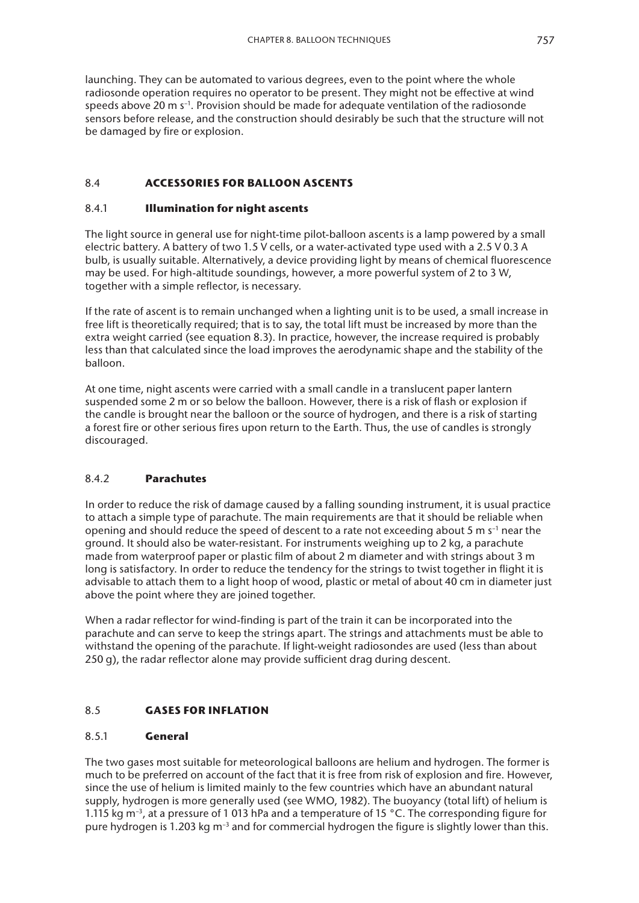launching. They can be automated to various degrees, even to the point where the whole radiosonde operation requires no operator to be present. They might not be effective at wind speeds above 20 m $s^{-1}$. Provision should be made for adequate ventilation of the radiosonde sensors before release, and the construction should desirably be such that the structure will not be damaged by fire or explosion.

## 8.4 ACCESSORIES FOR BALLOON ASCENTS

### 8.4.1 Illumination for night ascents

The light source in general use for night-time pilot-balloon ascents is a lamp powered by a small electric battery. A battery of two 1.5 V cells, or a water-activated type used with a 2.5 V 0.3 A bulb, is usually suitable. Alternatively, a device providing light by means of chemical fluorescence may be used. For high-altitude soundings, however, a more powerful system of 2 to 3 W, together with a simple reflector, is necessary.

If the rate of ascent is to remain unchanged when a lighting unit is to be used, a small increase in free lift is theoretically required; that is to say, the total lift must be increased by more than the extra weight carried (see equation 8.3). In practice, however, the increase required is probably less than that calculated since the load improves the aerodynamic shape and the stability of the balloon.

At one time, night ascents were carried with a small candle in a translucent paper lantern suspended some 2 m or so below the balloon. However, there is a risk of flash or explosion if the candle is brought near the balloon or the source of hydrogen, and there is a risk of starting a forest fire or other serious fires upon return to the Earth. Thus, the use of candles is strongly discouraged.

### 8.4.2 Parachutes

In order to reduce the risk of damage caused by a falling sounding instrument, it is usual practice to attach a simple type of parachute. The main requirements are that it should be reliable when opening and should reduce the speed of descent to a rate not exceeding about 5 m $s^{-1}$ near the ground. It should also be water-resistant. For instruments weighing up to 2 kg, a parachute made from waterproof paper or plastic film of about 2 m diameter and with strings about 3 m long is satisfactory. In order to reduce the tendency for the strings to twist together in flight it is advisable to attach them to a light hoop of wood, plastic or metal of about 40 cm in diameter just above the point where they are joined together.

When a radar reflector for wind-finding is part of the train it can be incorporated into the parachute and can serve to keep the strings apart. The strings and attachments must be able to withstand the opening of the parachute. If light-weight radiosondes are used (less than about 250 g), the radar reflector alone may provide sufficient drag during descent.

## 8.5 GASES FOR INFLATION

### 8.5.1 General

The two gases most suitable for meteorological balloons are helium and hydrogen. The former is much to be preferred on account of the fact that it is free from risk of explosion and fire. However, since the use of helium is limited mainly to the few countries which have an abundant natural supply, hydrogen is more generally used (see WMO, 1982). The buoyancy (total lift) of helium is 1.115 kg $m^{-3}$, at a pressure of 1 013 hPa and a temperature of 15 °C. The corresponding figure for pure hydrogen is 1.203 kg $m^{-3}$ and for commercial hydrogen the figure is slightly lower than this.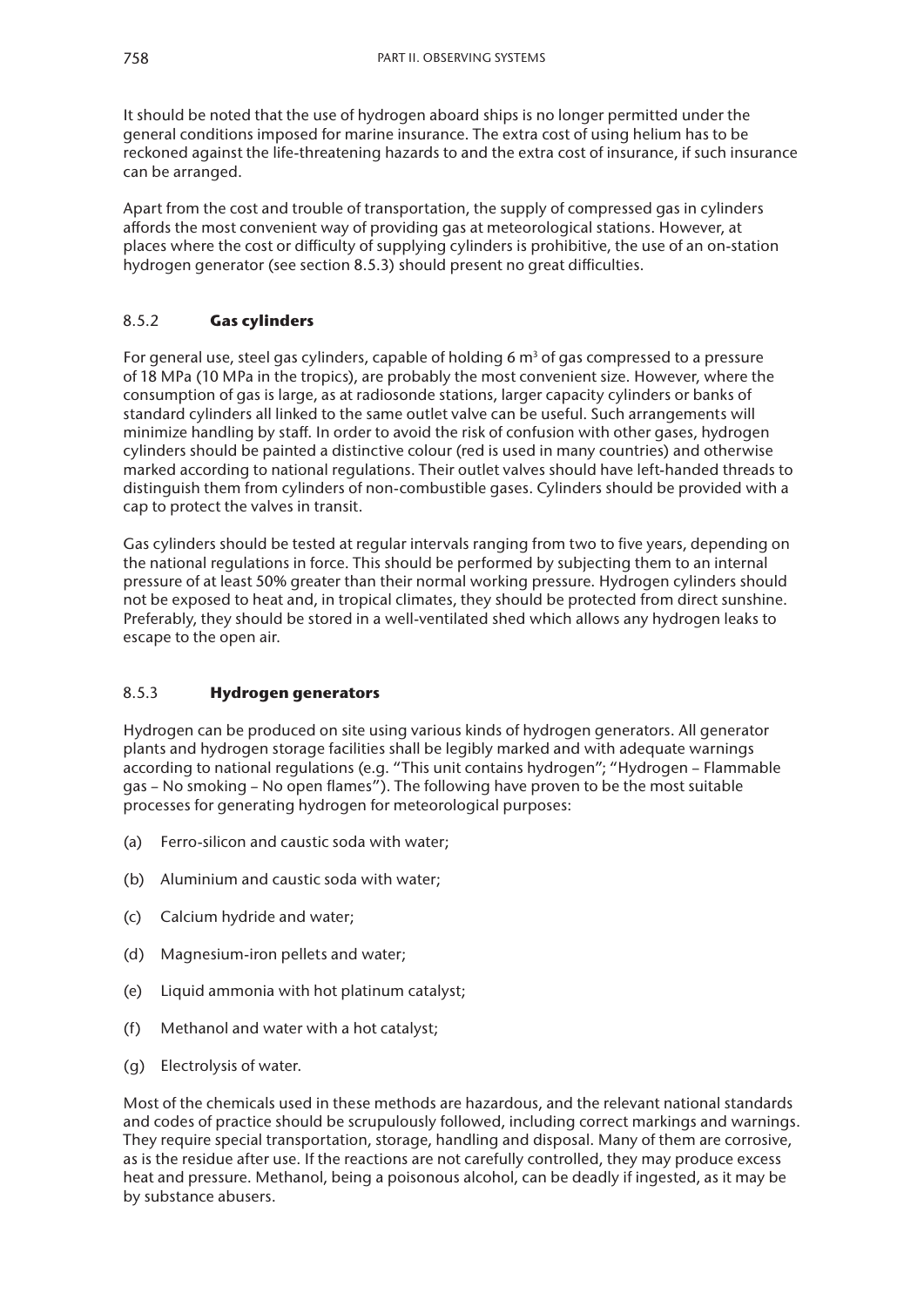It should be noted that the use of hydrogen aboard ships is no longer permitted under the general conditions imposed for marine insurance. The extra cost of using helium has to be reckoned against the life-threatening hazards to and the extra cost of insurance, if such insurance can be arranged.

Apart from the cost and trouble of transportation, the supply of compressed gas in cylinders affords the most convenient way of providing gas at meteorological stations. However, at places where the cost or difficulty of supplying cylinders is prohibitive, the use of an on-station hydrogen generator (see section 8.5.3) should present no great difficulties.

### 8.5.2 **Gas cylinders**

For general use, steel gas cylinders, capable of holding 6 $m^3$ of gas compressed to a pressure of 18 MPa (10 MPa in the tropics), are probably the most convenient size. However, where the consumption of gas is large, as at radiosonde stations, larger capacity cylinders or banks of standard cylinders all linked to the same outlet valve can be useful. Such arrangements will minimize handling by staff. In order to avoid the risk of confusion with other gases, hydrogen cylinders should be painted a distinctive colour (red is used in many countries) and otherwise marked according to national regulations. Their outlet valves should have left-handed threads to distinguish them from cylinders of non-combustible gases. Cylinders should be provided with a cap to protect the valves in transit.

Gas cylinders should be tested at regular intervals ranging from two to five years, depending on the national regulations in force. This should be performed by subjecting them to an internal pressure of at least 50% greater than their normal working pressure. Hydrogen cylinders should not be exposed to heat and, in tropical climates, they should be protected from direct sunshine. Preferably, they should be stored in a well-ventilated shed which allows any hydrogen leaks to escape to the open air.

### 8.5.3 **Hydrogen generators**

Hydrogen can be produced on site using various kinds of hydrogen generators. All generator plants and hydrogen storage facilities shall be legibly marked and with adequate warnings according to national regulations (e.g. "This unit contains hydrogen"; "Hydrogen – Flammable gas – No smoking – No open flames"). The following have proven to be the most suitable processes for generating hydrogen for meteorological purposes:

(a) Ferro-silicon and caustic soda with water;

(b) Aluminium and caustic soda with water;

(c) Calcium hydride and water;

(d) Magnesium-iron pellets and water;

(e) Liquid ammonia with hot platinum catalyst;

(f) Methanol and water with a hot catalyst;

(g) Electrolysis of water.

Most of the chemicals used in these methods are hazardous, and the relevant national standards and codes of practice should be scrupulously followed, including correct markings and warnings. They require special transportation, storage, handling and disposal. Many of them are corrosive, as is the residue after use. If the reactions are not carefully controlled, they may produce excess heat and pressure. Methanol, being a poisonous alcohol, can be deadly if ingested, as it may be by substance abusers.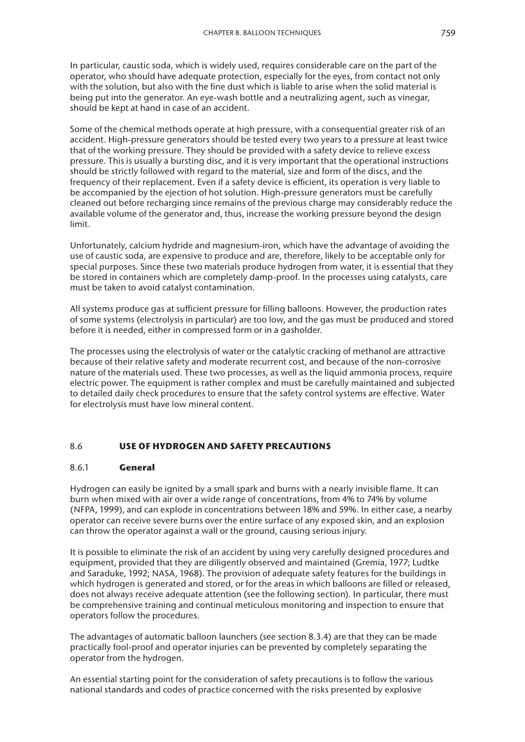In particular, caustic soda, which is widely used, requires considerable care on the part of the operator, who should have adequate protection, especially for the eyes, from contact not only with the solution, but also with the fine dust which is liable to arise when the solid material is being put into the generator. An eye-wash bottle and a neutralizing agent, such as vinegar, should be kept at hand in case of an accident.

Some of the chemical methods operate at high pressure, with a consequential greater risk of an accident. High-pressure generators should be tested every two years to a pressure at least twice that of the working pressure. They should be provided with a safety device to relieve excess pressure. This is usually a bursting disc, and it is very important that the operational instructions should be strictly followed with regard to the material, size and form of the discs, and the frequency of their replacement. Even if a safety device is efficient, its operation is very liable to be accompanied by the ejection of hot solution. High-pressure generators must be carefully cleaned out before recharging since remains of the previous charge may considerably reduce the available volume of the generator and, thus, increase the working pressure beyond the design limit.

Unfortunately, calcium hydride and magnesium-iron, which have the advantage of avoiding the use of caustic soda, are expensive to produce and are, therefore, likely to be acceptable only for special purposes. Since these two materials produce hydrogen from water, it is essential that they be stored in containers which are completely damp-proof. In the processes using catalysts, care must be taken to avoid catalyst contamination.

All systems produce gas at sufficient pressure for filling balloons. However, the production rates of some systems (electrolysis in particular) are too low, and the gas must be produced and stored before it is needed, either in compressed form or in a gasholder.

The processes using the electrolysis of water or the catalytic cracking of methanol are attractive because of their relative safety and moderate recurrent cost, and because of the non-corrosive nature of the materials used. These two processes, as well as the liquid ammonia process, require electric power. The equipment is rather complex and must be carefully maintained and subjected to detailed daily check procedures to ensure that the safety control systems are effective. Water for electrolysis must have low mineral content.

## 8.6 USE OF HYDROGEN AND SAFETY PRECAUTIONS

### 8.6.1 General

Hydrogen can easily be ignited by a small spark and burns with a nearly invisible flame. It can burn when mixed with air over a wide range of concentrations, from 4% to 74% by volume (NFPA, 1999), and can explode in concentrations between 18% and 59%. In either case, a nearby operator can receive severe burns over the entire surface of any exposed skin, and an explosion can throw the operator against a wall or the ground, causing serious injury.

It is possible to eliminate the risk of an accident by using very carefully designed procedures and equipment, provided that they are diligently observed and maintained (Gremia, 1977; Ludtke and Saraduke, 1992; NASA, 1968). The provision of adequate safety features for the buildings in which hydrogen is generated and stored, or for the areas in which balloons are filled or released, does not always receive adequate attention (see the following section). In particular, there must be comprehensive training and continual meticulous monitoring and inspection to ensure that operators follow the procedures.

The advantages of automatic balloon launchers (see section 8.3.4) are that they can be made practically fool-proof and operator injuries can be prevented by completely separating the operator from the hydrogen.

An essential starting point for the consideration of safety precautions is to follow the various national standards and codes of practice concerned with the risks presented by explosive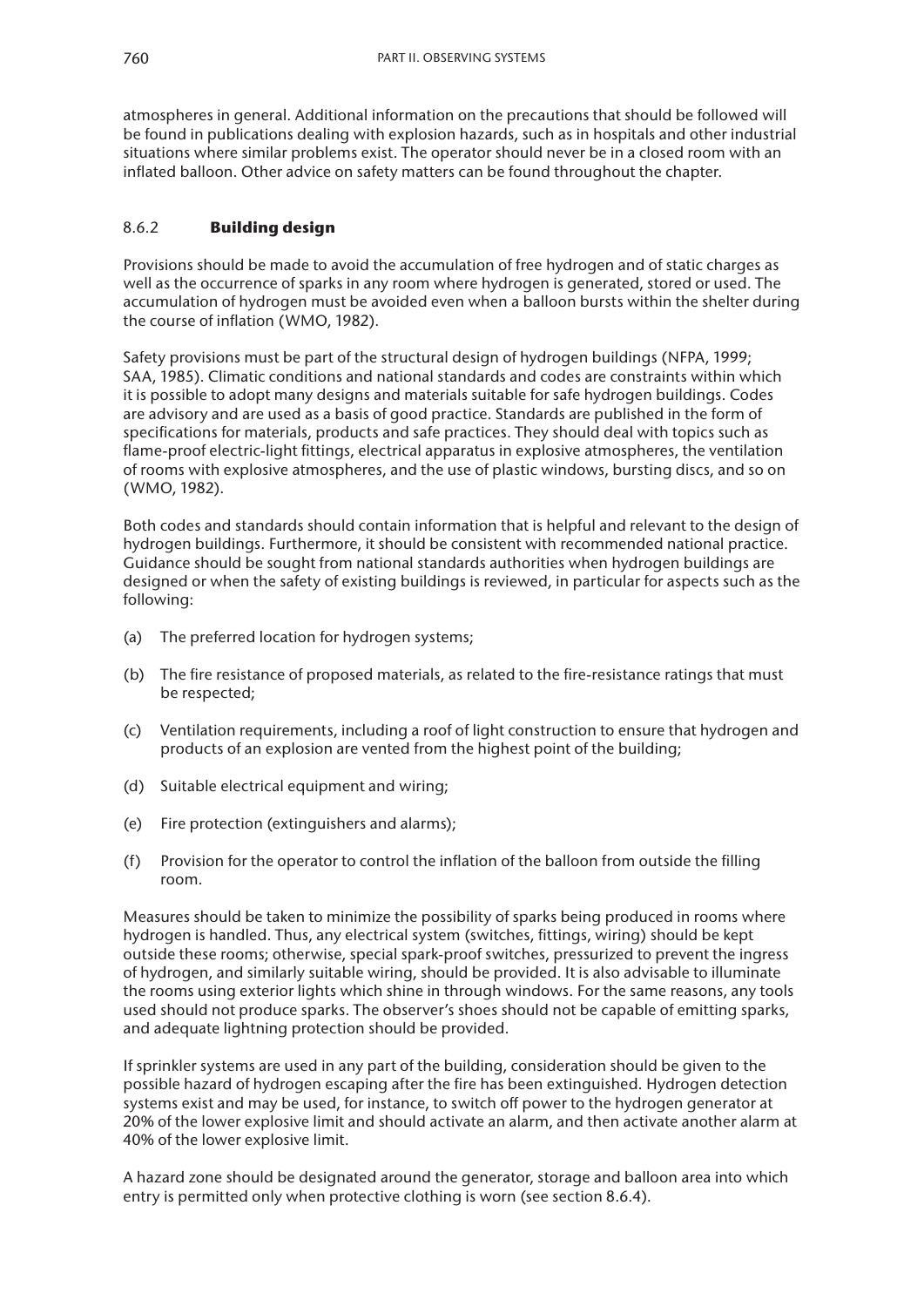atmospheres in general. Additional information on the precautions that should be followed will be found in publications dealing with explosion hazards, such as in hospitals and other industrial situations where similar problems exist. The operator should never be in a closed room with an inflated balloon. Other advice on safety matters can be found throughout the chapter.

### 8.6.2 **Building design**

Provisions should be made to avoid the accumulation of free hydrogen and of static charges as well as the occurrence of sparks in any room where hydrogen is generated, stored or used. The accumulation of hydrogen must be avoided even when a balloon bursts within the shelter during the course of inflation (WMO, 1982).

Safety provisions must be part of the structural design of hydrogen buildings (NFPA, 1999; SAA, 1985). Climatic conditions and national standards and codes are constraints within which it is possible to adopt many designs and materials suitable for safe hydrogen buildings. Codes are advisory and are used as a basis of good practice. Standards are published in the form of specifications for materials, products and safe practices. They should deal with topics such as flame-proof electric-light fittings, electrical apparatus in explosive atmospheres, the ventilation of rooms with explosive atmospheres, and the use of plastic windows, bursting discs, and so on (WMO, 1982).

Both codes and standards should contain information that is helpful and relevant to the design of hydrogen buildings. Furthermore, it should be consistent with recommended national practice. Guidance should be sought from national standards authorities when hydrogen buildings are designed or when the safety of existing buildings is reviewed, in particular for aspects such as the following:

(a) The preferred location for hydrogen systems;

(b) The fire resistance of proposed materials, as related to the fire-resistance ratings that must be respected;

(c) Ventilation requirements, including a roof of light construction to ensure that hydrogen and products of an explosion are vented from the highest point of the building;

(d) Suitable electrical equipment and wiring;

(e) Fire protection (extinguishers and alarms);

(f) Provision for the operator to control the inflation of the balloon from outside the filling room.

Measures should be taken to minimize the possibility of sparks being produced in rooms where hydrogen is handled. Thus, any electrical system (switches, fittings, wiring) should be kept outside these rooms; otherwise, special spark-proof switches, pressurized to prevent the ingress of hydrogen, and similarly suitable wiring, should be provided. It is also advisable to illuminate the rooms using exterior lights which shine in through windows. For the same reasons, any tools used should not produce sparks. The observer's shoes should not be capable of emitting sparks, and adequate lightning protection should be provided.

If sprinkler systems are used in any part of the building, consideration should be given to the possible hazard of hydrogen escaping after the fire has been extinguished. Hydrogen detection systems exist and may be used, for instance, to switch off power to the hydrogen generator at 20% of the lower explosive limit and should activate an alarm, and then activate another alarm at 40% of the lower explosive limit.

A hazard zone should be designated around the generator, storage and balloon area into which entry is permitted only when protective clothing is worn (see section 8.6.4).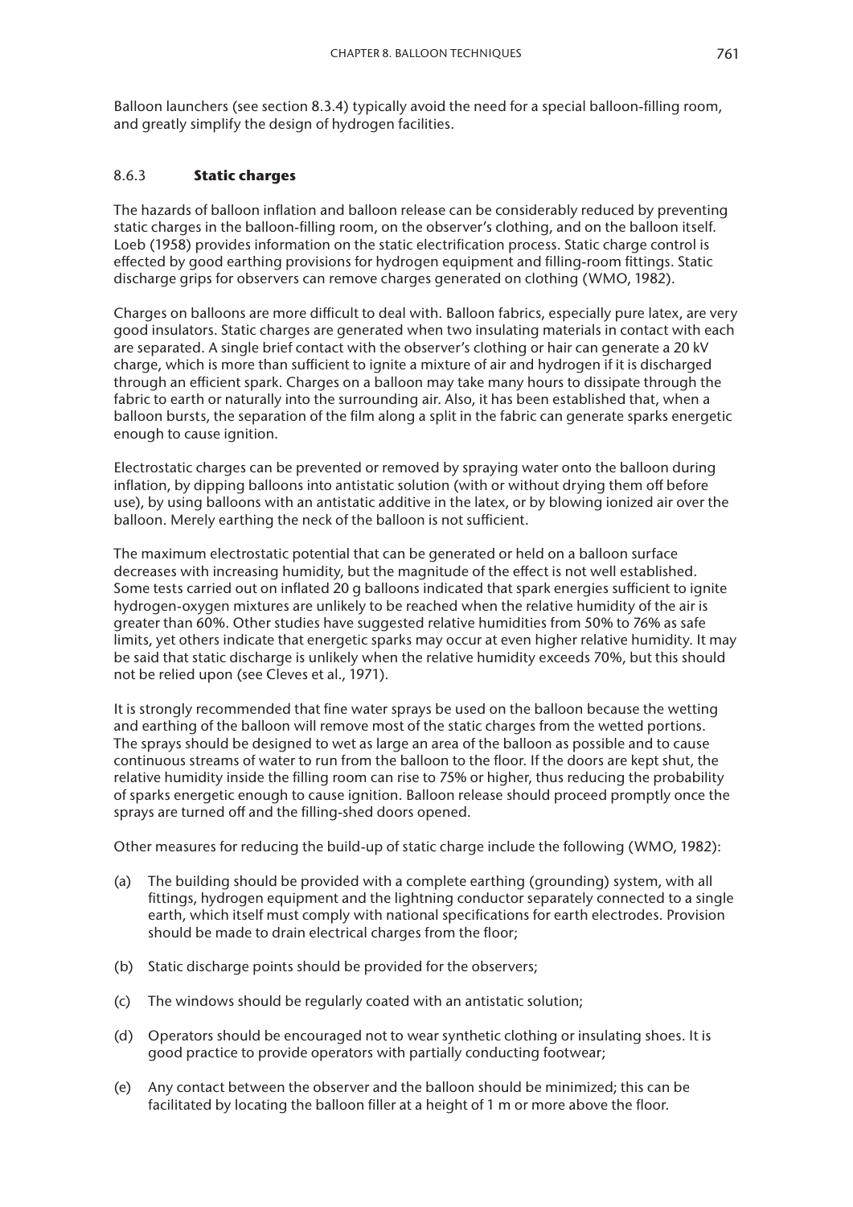Balloon launchers (see section 8.3.4) typically avoid the need for a special balloon-filling room, and greatly simplify the design of hydrogen facilities.

### 8.6.3 **Static charges**

The hazards of balloon inflation and balloon release can be considerably reduced by preventing static charges in the balloon-filling room, on the observer's clothing, and on the balloon itself. Loeb (1958) provides information on the static electrification process. Static charge control is effected by good earthing provisions for hydrogen equipment and filling-room fittings. Static discharge grips for observers can remove charges generated on clothing (WMO, 1982).

Charges on balloons are more difficult to deal with. Balloon fabrics, especially pure latex, are very good insulators. Static charges are generated when two insulating materials in contact with each are separated. A single brief contact with the observer's clothing or hair can generate a 20 kV charge, which is more than sufficient to ignite a mixture of air and hydrogen if it is discharged through an efficient spark. Charges on a balloon may take many hours to dissipate through the fabric to earth or naturally into the surrounding air. Also, it has been established that, when a balloon bursts, the separation of the film along a split in the fabric can generate sparks energetic enough to cause ignition.

Electrostatic charges can be prevented or removed by spraying water onto the balloon during inflation, by dipping balloons into antistatic solution (with or without drying them off before use), by using balloons with an antistatic additive in the latex, or by blowing ionized air over the balloon. Merely earthing the neck of the balloon is not sufficient.

The maximum electrostatic potential that can be generated or held on a balloon surface decreases with increasing humidity, but the magnitude of the effect is not well established. Some tests carried out on inflated 20 g balloons indicated that spark energies sufficient to ignite hydrogen-oxygen mixtures are unlikely to be reached when the relative humidity of the air is greater than 60%. Other studies have suggested relative humidities from 50% to 76% as safe limits, yet others indicate that energetic sparks may occur at even higher relative humidity. It may be said that static discharge is unlikely when the relative humidity exceeds 70%, but this should not be relied upon (see Cleves et al., 1971).

It is strongly recommended that fine water sprays be used on the balloon because the wetting and earthing of the balloon will remove most of the static charges from the wetted portions. The sprays should be designed to wet as large an area of the balloon as possible and to cause continuous streams of water to run from the balloon to the floor. If the doors are kept shut, the relative humidity inside the filling room can rise to 75% or higher, thus reducing the probability of sparks energetic enough to cause ignition. Balloon release should proceed promptly once the sprays are turned off and the filling-shed doors opened.

Other measures for reducing the build-up of static charge include the following (WMO, 1982):

(a) The building should be provided with a complete earthing (grounding) system, with all fittings, hydrogen equipment and the lightning conductor separately connected to a single earth, which itself must comply with national specifications for earth electrodes. Provision should be made to drain electrical charges from the floor;

(b) Static discharge points should be provided for the observers;

(c) The windows should be regularly coated with an antistatic solution;

(d) Operators should be encouraged not to wear synthetic clothing or insulating shoes. It is good practice to provide operators with partially conducting footwear;

(e) Any contact between the observer and the balloon should be minimized; this can be facilitated by locating the balloon filler at a height of 1 m or more above the floor.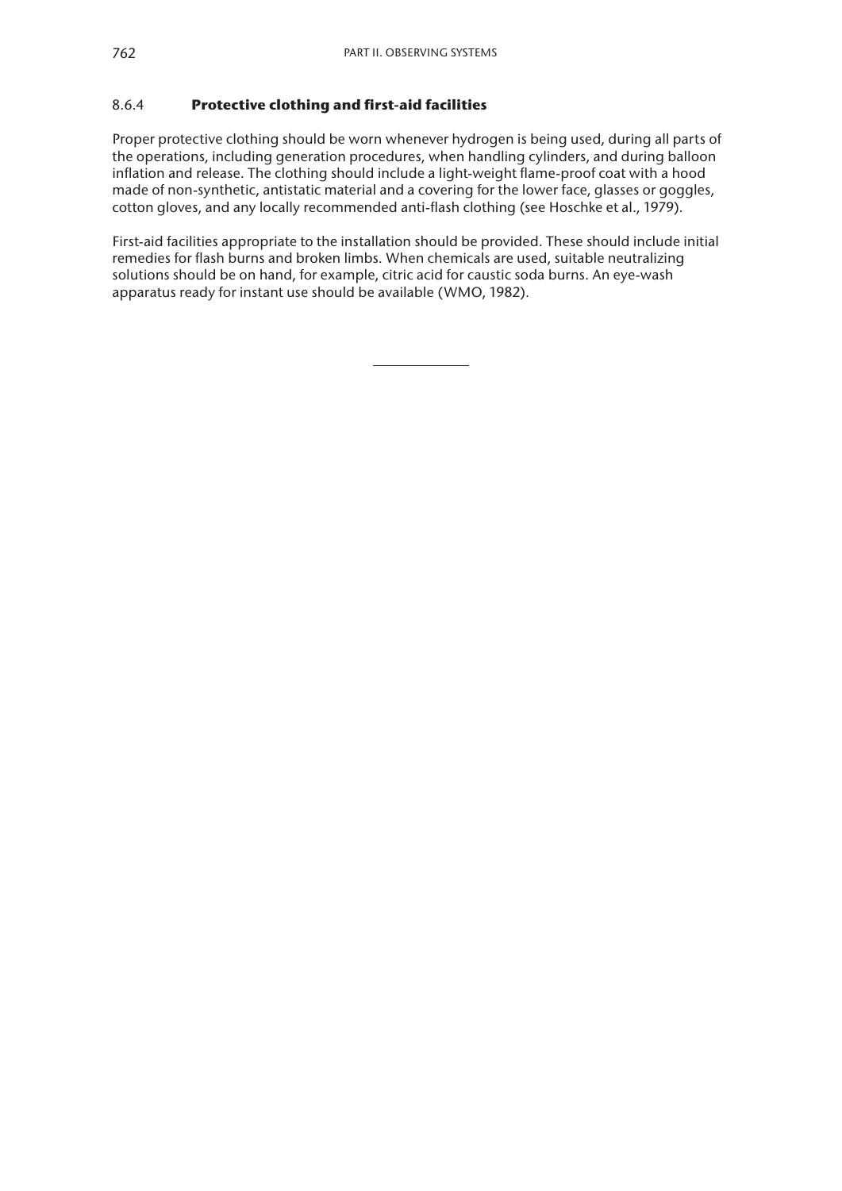### 8.6.4 **Protective clothing and first-aid facilities**

Proper protective clothing should be worn whenever hydrogen is being used, during all parts of the operations, including generation procedures, when handling cylinders, and during balloon inflation and release. The clothing should include a light-weight flame-proof coat with a hood made of non-synthetic, antistatic material and a covering for the lower face, glasses or goggles, cotton gloves, and any locally recommended anti-flash clothing (see Hoschke et al., 1979).

First-aid facilities appropriate to the installation should be provided. These should include initial remedies for flash burns and broken limbs. When chemicals are used, suitable neutralizing solutions should be on hand, for example, citric acid for caustic soda burns. An eye-wash apparatus ready for instant use should be available (WMO, 1982).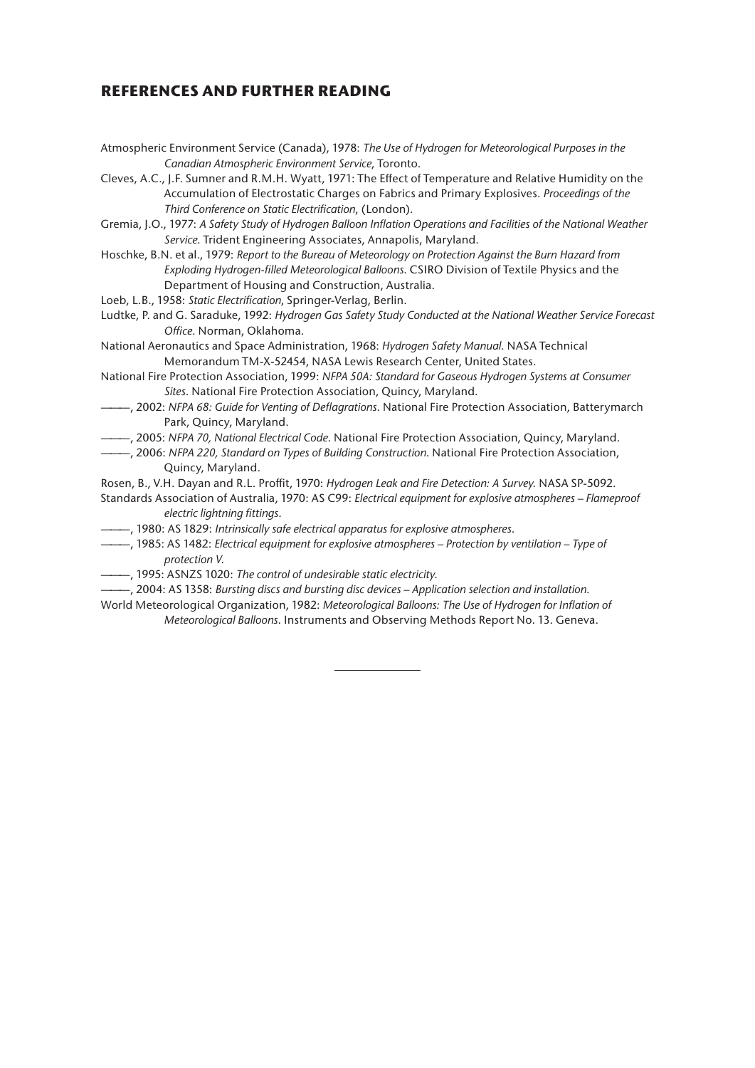## REFERENCES AND FURTHER READING

Atmospheric Environment Service (Canada), 1978: *The Use of Hydrogen for Meteorological Purposes in the Canadian Atmospheric Environment Service*, Toronto.

Cleves, A.C., J.F. Sumner and R.M.H. Wyatt, 1971: The Effect of Temperature and Relative Humidity on the Accumulation of Electrostatic Charges on Fabrics and Primary Explosives. *Proceedings of the Third Conference on Static Electrification*, (London).

Gremia, J.O., 1977: *A Safety Study of Hydrogen Balloon Inflation Operations and Facilities of the National Weather Service*. Trident Engineering Associates, Annapolis, Maryland.

Hoschke, B.N. et al., 1979: *Report to the Bureau of Meteorology on Protection Against the Burn Hazard from Exploding Hydrogen-filled Meteorological Balloons*. CSIRO Division of Textile Physics and the Department of Housing and Construction, Australia.

Loeb, L.B., 1958: *Static Electrification*, Springer-Verlag, Berlin.

Ludtke, P. and G. Saraduke, 1992: *Hydrogen Gas Safety Study Conducted at the National Weather Service Forecast Office*. Norman, Oklahoma.

National Aeronautics and Space Administration, 1968: *Hydrogen Safety Manual*. NASA Technical Memorandum TM-X-52454, NASA Lewis Research Center, United States.

National Fire Protection Association, 1999: *NFPA 50A: Standard for Gaseous Hydrogen Systems at Consumer Sites*. National Fire Protection Association, Quincy, Maryland.

———, 2002: *NFPA 68: Guide for Venting of Deflagrations*. National Fire Protection Association, Batterymarch Park, Quincy, Maryland.

———, 2005: *NFPA 70, National Electrical Code*. National Fire Protection Association, Quincy, Maryland.

———, 2006: *NFPA 220, Standard on Types of Building Construction*. National Fire Protection Association, Quincy, Maryland.

Rosen, B., V.H. Dayan and R.L. Proffit, 1970: *Hydrogen Leak and Fire Detection: A Survey*. NASA SP-5092.

Standards Association of Australia, 1970: AS C99: *Electrical equipment for explosive atmospheres – Flameproof electric lightning fittings*.

———, 1980: AS 1829: *Intrinsically safe electrical apparatus for explosive atmospheres*.

———, 1985: AS 1482: *Electrical equipment for explosive atmospheres – Protection by ventilation – Type of protection V*.

———, 1995: ASNZS 1020: *The control of undesirable static electricity*.

———, 2004: AS 1358: *Bursting discs and bursting disc devices – Application selection and installation*.

World Meteorological Organization, 1982: *Meteorological Balloons: The Use of Hydrogen for Inflation of Meteorological Balloons*. Instruments and Observing Methods Report No. 13. Geneva.